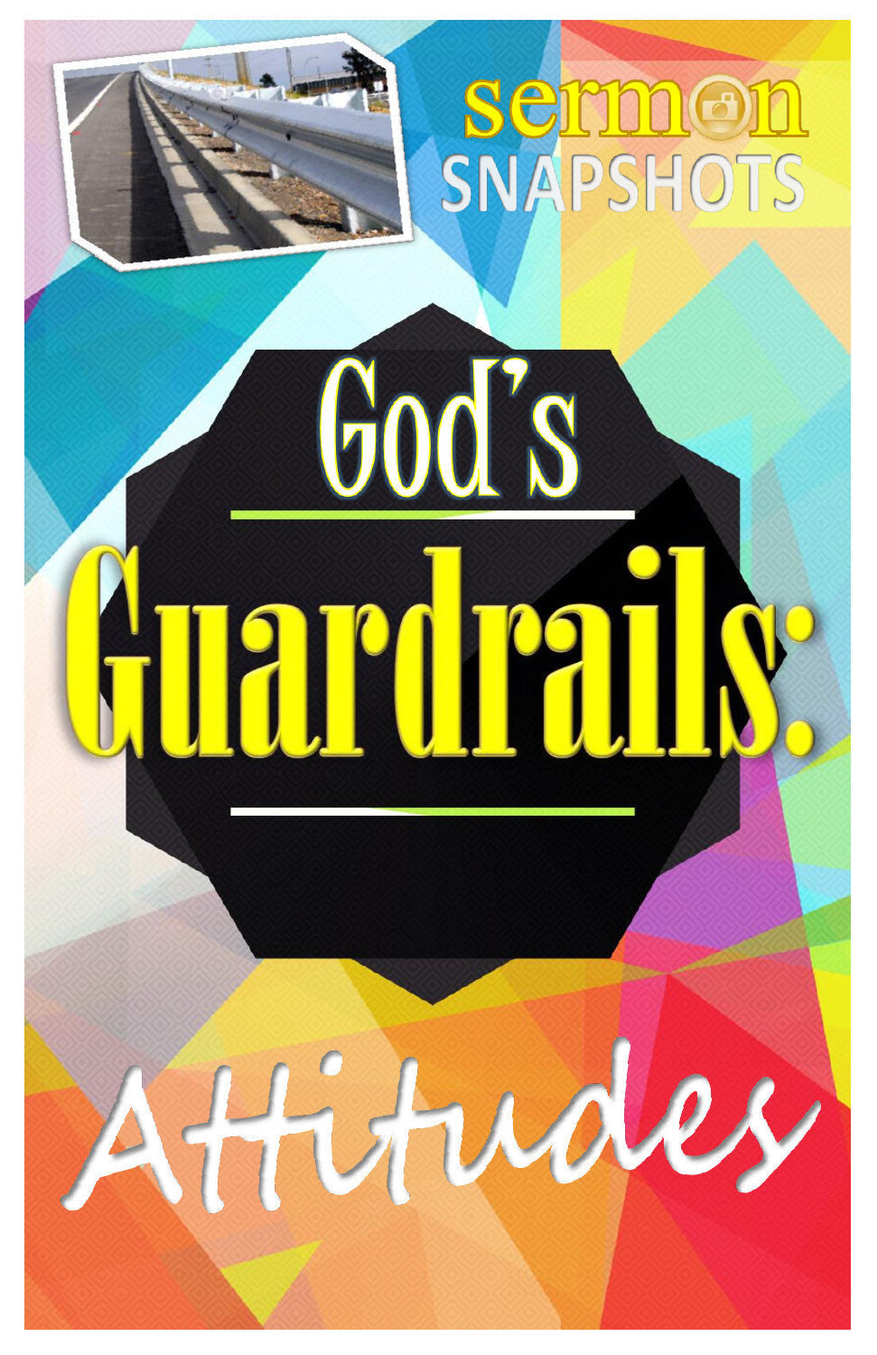sermon SNAPSHOTS

# God's Guardrails:

# Attitudes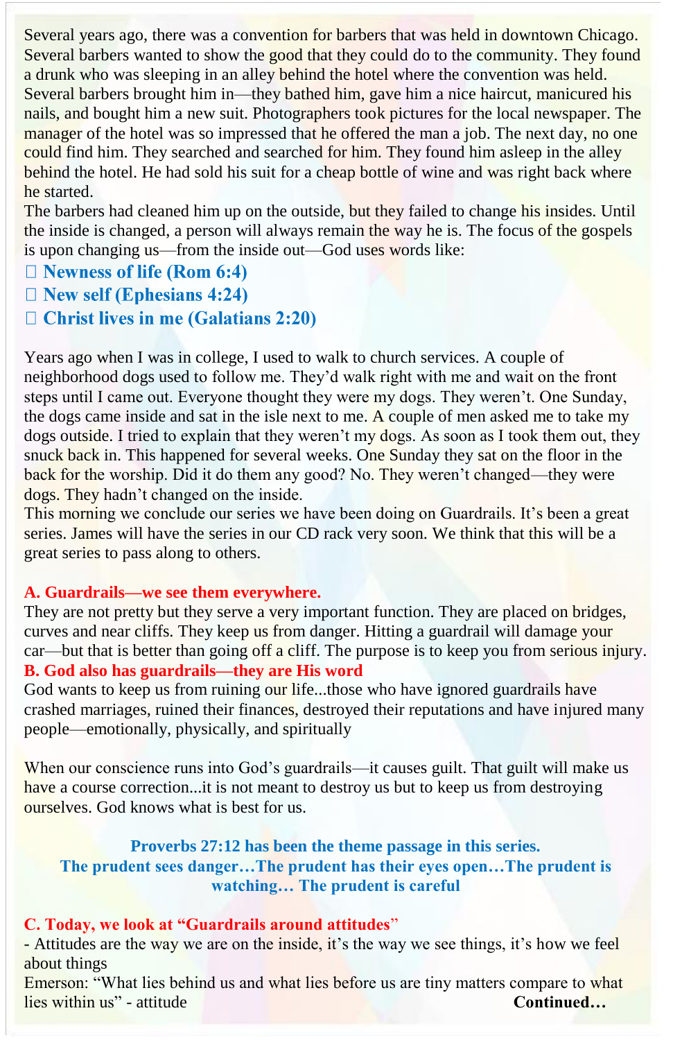Several years ago, there was a convention for barbers that was held in downtown Chicago. Several barbers wanted to show the good that they could do to the community. They found a drunk who was sleeping in an alley behind the hotel where the convention was held. Several barbers brought him in—they bathed him, gave him a nice haircut, manicured his nails, and bought him a new suit. Photographers took pictures for the local newspaper. The manager of the hotel was so impressed that he offered the man a job. The next day, no one could find him. They searched and searched for him. They found him asleep in the alley behind the hotel. He had sold his suit for a cheap bottle of wine and was right back where he started.

The barbers had cleaned him up on the outside, but they failed to change his insides. Until the inside is changed, a person will always remain the way he is. The focus of the gospels is upon changing us—from the inside out—God uses words like:

- **Newness of life (Rom 6:4)**
- **New self (Ephesians 4:24)**
- **Christ lives in me (Galatians 2:20)**

Years ago when I was in college, I used to walk to church services. A couple of neighborhood dogs used to follow me. They'd walk right with me and wait on the front steps until I came out. Everyone thought they were my dogs. They weren't. One Sunday, the dogs came inside and sat in the isle next to me. A couple of men asked me to take my dogs outside. I tried to explain that they weren't my dogs. As soon as I took them out, they snuck back in. This happened for several weeks. One Sunday they sat on the floor in the back for the worship. Did it do them any good? No. They weren't changed—they were dogs. They hadn't changed on the inside.

This morning we conclude our series we have been doing on Guardrails. It's been a great series. James will have the series in our CD rack very soon. We think that this will be a great series to pass along to others.

**A. Guardrails—we see them everywhere.**

They are not pretty but they serve a very important function. They are placed on bridges, curves and near cliffs. They keep us from danger. Hitting a guardrail will damage your car—but that is better than going off a cliff. The purpose is to keep you from serious injury.

**B. God also has guardrails—they are His word**

God wants to keep us from ruining our life...those who have ignored guardrails have crashed marriages, ruined their finances, destroyed their reputations and have injured many people—emotionally, physically, and spiritually

When our conscience runs into God's guardrails—it causes guilt. That guilt will make us have a course correction...it is not meant to destroy us but to keep us from destroying ourselves. God knows what is best for us.

**Proverbs 27:12 has been the theme passage in this series.**
**The prudent sees danger…The prudent has their eyes open…The prudent is watching… The prudent is careful**

**C. Today, we look at "Guardrails around attitudes"**

- Attitudes are the way we are on the inside, it's the way we see things, it's how we feel about things

Emerson: "What lies behind us and what lies before us are tiny matters compare to what lies within us" - attitude

**Continued…**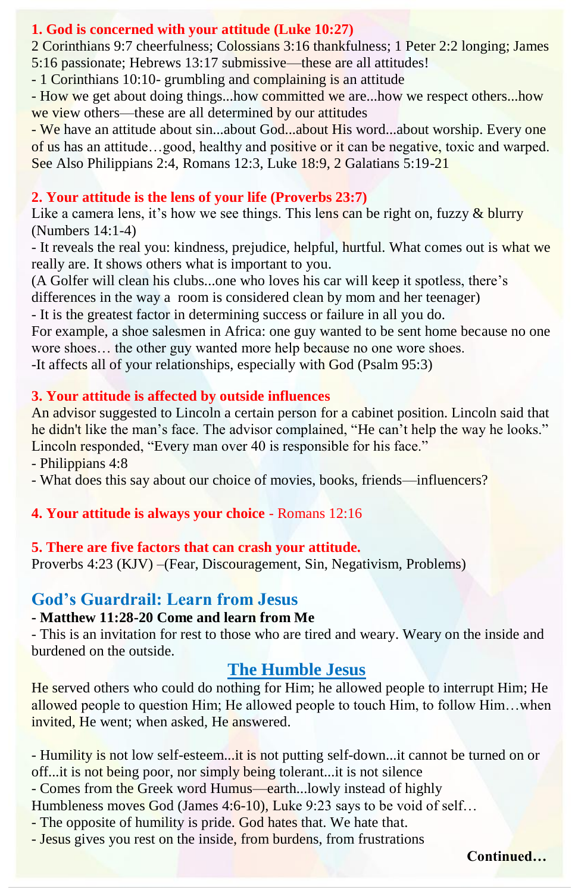## 1. God is concerned with your attitude (Luke 10:27)

2 Corinthians 9:7 cheerfulness; Colossians 3:16 thankfulness; 1 Peter 2:2 longing; James 5:16 passionate; Hebrews 13:17 submissive—these are all attitudes!

- 1 Corinthians 10:10- grumbling and complaining is an attitude
- How we get about doing things...how committed we are...how we respect others...how we view others—these are all determined by our attitudes
- We have an attitude about sin...about God...about His word...about worship. Every one of us has an attitude…good, healthy and positive or it can be negative, toxic and warped. See Also Philippians 2:4, Romans 12:3, Luke 18:9, 2 Galatians 5:19-21

## 2. Your attitude is the lens of your life (Proverbs 23:7)

Like a camera lens, it's how we see things. This lens can be right on, fuzzy & blurry (Numbers 14:1-4)

- It reveals the real you: kindness, prejudice, helpful, hurtful. What comes out is what we really are. It shows others what is important to you.

(A Golfer will clean his clubs...one who loves his car will keep it spotless, there's differences in the way a room is considered clean by mom and her teenager)

- It is the greatest factor in determining success or failure in all you do.

For example, a shoe salesmen in Africa: one guy wanted to be sent home because no one wore shoes… the other guy wanted more help because no one wore shoes.

-It affects all of your relationships, especially with God (Psalm 95:3)

## 3. Your attitude is affected by outside influences

An advisor suggested to Lincoln a certain person for a cabinet position. Lincoln said that he didn't like the man's face. The advisor complained, "He can't help the way he looks." Lincoln responded, "Every man over 40 is responsible for his face."

- Philippians 4:8
- What does this say about our choice of movies, books, friends—influencers?

## 4. Your attitude is always your choice - Romans 12:16

## 5. There are five factors that can crash your attitude.

Proverbs 4:23 (KJV) –(Fear, Discouragement, Sin, Negativism, Problems)

# God's Guardrail: Learn from Jesus

**- Matthew 11:28-20 Come and learn from Me**

- This is an invitation for rest to those who are tired and weary. Weary on the inside and burdened on the outside.

## The Humble Jesus

He served others who could do nothing for Him; he allowed people to interrupt Him; He allowed people to question Him; He allowed people to touch Him, to follow Him…when invited, He went; when asked, He answered.

- Humility is not low self-esteem...it is not putting self-down...it cannot be turned on or off...it is not being poor, nor simply being tolerant...it is not silence
- Comes from the Greek word Humus—earth...lowly instead of highly

Humbleness moves God (James 4:6-10), Luke 9:23 says to be void of self…

- The opposite of humility is pride. God hates that. We hate that.
- Jesus gives you rest on the inside, from burdens, from frustrations

**Continued…**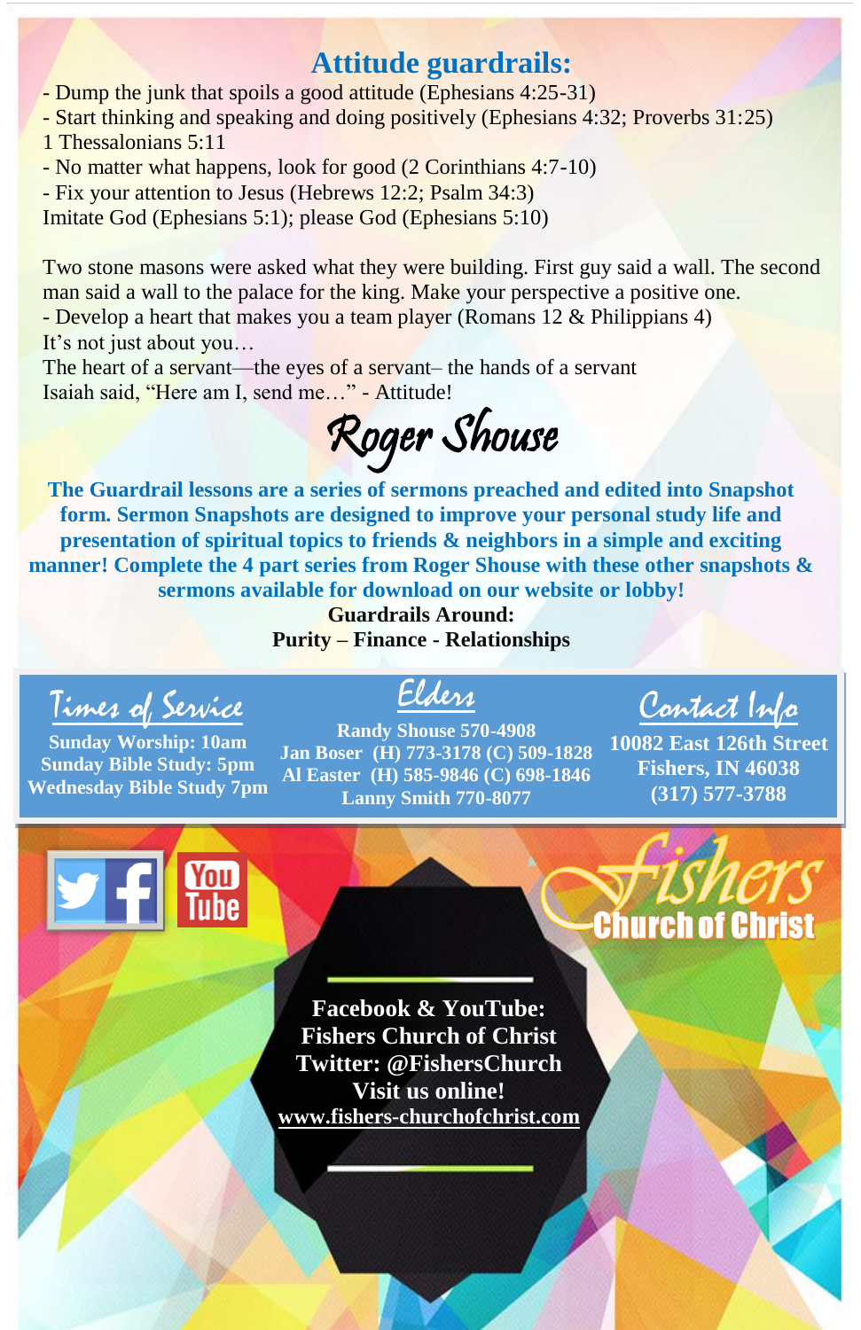## Attitude guardrails:

- Dump the junk that spoils a good attitude (Ephesians 4:25-31)
- Start thinking and speaking and doing positively (Ephesians 4:32; Proverbs 31:25)

1 Thessalonians 5:11

- No matter what happens, look for good (2 Corinthians 4:7-10)
- Fix your attention to Jesus (Hebrews 12:2; Psalm 34:3)

Imitate God (Ephesians 5:1); please God (Ephesians 5:10)

Two stone masons were asked what they were building. First guy said a wall. The second man said a wall to the palace for the king. Make your perspective a positive one.

- Develop a heart that makes you a team player (Romans 12 & Philippians 4)

It's not just about you…

The heart of a servant—the eyes of a servant– the hands of a servant

Isaiah said, "Here am I, send me…" - Attitude!

*Roger Shouse*

**The Guardrail lessons are a series of sermons preached and edited into Snapshot form. Sermon Snapshots are designed to improve your personal study life and presentation of spiritual topics to friends & neighbors in a simple and exciting manner! Complete the 4 part series from Roger Shouse with these other snapshots & sermons available for download on our website or lobby!**

**Guardrails Around:**
**Purity – Finance - Relationships**

### Times of Service

**Sunday Worship: 10am**
**Sunday Bible Study: 5pm**
**Wednesday Bible Study 7pm**

### Elders

**Randy Shouse 570-4908**
**Jan Boser (H) 773-3178 (C) 509-1828**
**Al Easter (H) 585-9846 (C) 698-1846**
**Lanny Smith 770-8077**

### Contact Info

**10082 East 126th Street**
**Fishers, IN 46038**
**(317) 577-3788**

**Fishers Church of Christ**

**Facebook & YouTube: Fishers Church of Christ**
**Twitter: @FishersChurch**
**Visit us online!**
**www.fishers-churchofchrist.com**